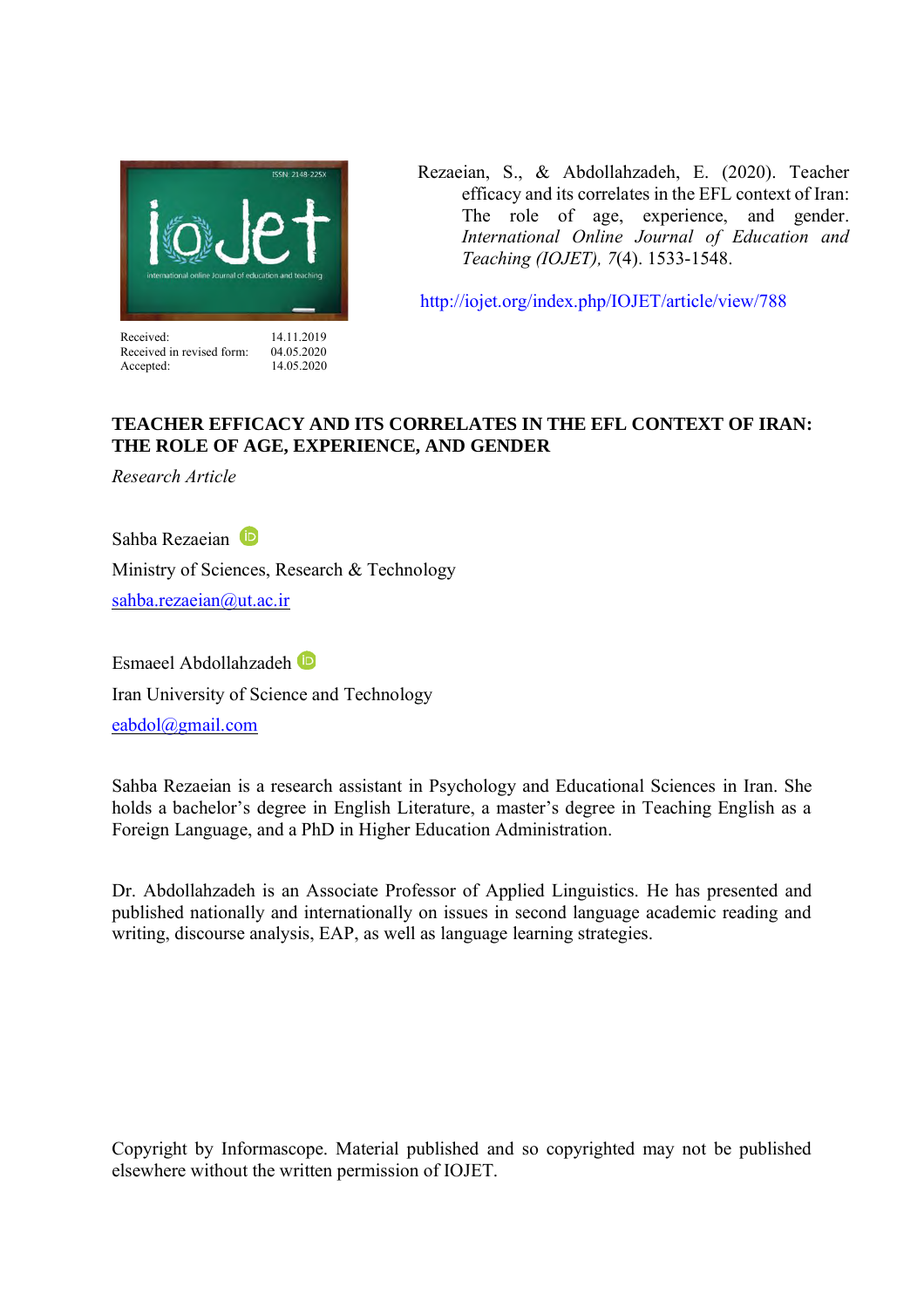Rezaeian, S., & Abdollahzadeh, E. (2020). Teacher efficacy and its correlates in the EFL context of Iran: The role of age, experience, and gender. *International Online Journal of Education and Teaching (IOJET), 7*(4). 1533-1548.

http://iojet.org/index.php/IOJET/article/view/788

| | |
|---|---|
| Received: | 14.11.2019 |
| Received in revised form: | 04.05.2020 |
| Accepted: | 14.05.2020 |

# TEACHER EFFICACY AND ITS CORRELATES IN THE EFL CONTEXT OF IRAN: THE ROLE OF AGE, EXPERIENCE, AND GENDER

*Research Article*

Sahba Rezaeian

Ministry of Sciences, Research & Technology

sahba.rezaeian@ut.ac.ir

Esmaeel Abdollahzadeh

Iran University of Science and Technology

eabdol@gmail.com

Sahba Rezaeian is a research assistant in Psychology and Educational Sciences in Iran. She holds a bachelor's degree in English Literature, a master's degree in Teaching English as a Foreign Language, and a PhD in Higher Education Administration.

Dr. Abdollahzadeh is an Associate Professor of Applied Linguistics. He has presented and published nationally and internationally on issues in second language academic reading and writing, discourse analysis, EAP, as well as language learning strategies.

Copyright by Informascope. Material published and so copyrighted may not be published elsewhere without the written permission of IOJET.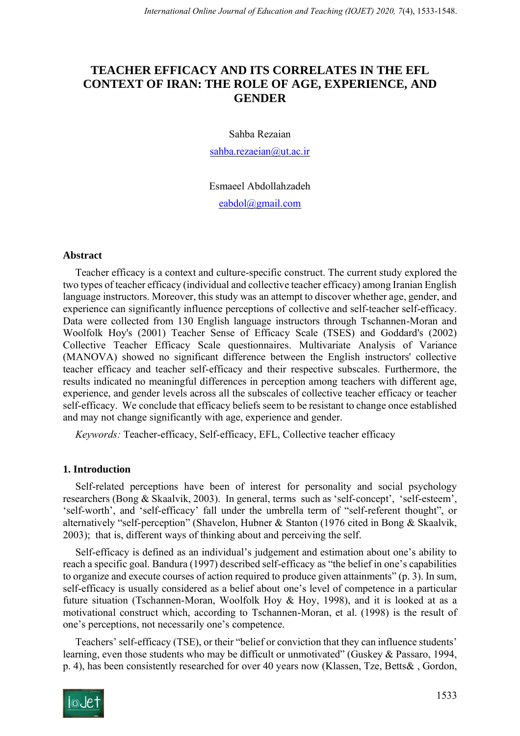# TEACHER EFFICACY AND ITS CORRELATES IN THE EFL CONTEXT OF IRAN: THE ROLE OF AGE, EXPERIENCE, AND GENDER

Sahba Rezaian

sahba.rezaeian@ut.ac.ir

Esmaeel Abdollahzadeh

eabdol@gmail.com

## Abstract

Teacher efficacy is a context and culture-specific construct. The current study explored the two types of teacher efficacy (individual and collective teacher efficacy) among Iranian English language instructors. Moreover, this study was an attempt to discover whether age, gender, and experience can significantly influence perceptions of collective and self-teacher self-efficacy. Data were collected from 130 English language instructors through Tschannen-Moran and Woolfolk Hoy's (2001) Teacher Sense of Efficacy Scale (TSES) and Goddard's (2002) Collective Teacher Efficacy Scale questionnaires. Multivariate Analysis of Variance (MANOVA) showed no significant difference between the English instructors' collective teacher efficacy and teacher self-efficacy and their respective subscales. Furthermore, the results indicated no meaningful differences in perception among teachers with different age, experience, and gender levels across all the subscales of collective teacher efficacy or teacher self-efficacy. We conclude that efficacy beliefs seem to be resistant to change once established and may not change significantly with age, experience and gender.

*Keywords:* Teacher-efficacy, Self-efficacy, EFL, Collective teacher efficacy

## 1. Introduction

Self-related perceptions have been of interest for personality and social psychology researchers (Bong & Skaalvik, 2003). In general, terms such as 'self-concept', 'self-esteem', 'self-worth', and 'self-efficacy' fall under the umbrella term of "self-referent thought", or alternatively "self-perception" (Shavelon, Hubner & Stanton (1976 cited in Bong & Skaalvik, 2003); that is, different ways of thinking about and perceiving the self.

Self-efficacy is defined as an individual's judgement and estimation about one's ability to reach a specific goal. Bandura (1997) described self-efficacy as "the belief in one's capabilities to organize and execute courses of action required to produce given attainments" (p. 3). In sum, self-efficacy is usually considered as a belief about one's level of competence in a particular future situation (Tschannen-Moran, Woolfolk Hoy & Hoy, 1998), and it is looked at as a motivational construct which, according to Tschannen-Moran, et al. (1998) is the result of one's perceptions, not necessarily one's competence.

Teachers' self-efficacy (TSE), or their "belief or conviction that they can influence students' learning, even those students who may be difficult or unmotivated" (Guskey & Passaro, 1994, p. 4), has been consistently researched for over 40 years now (Klassen, Tze, Betts& , Gordon,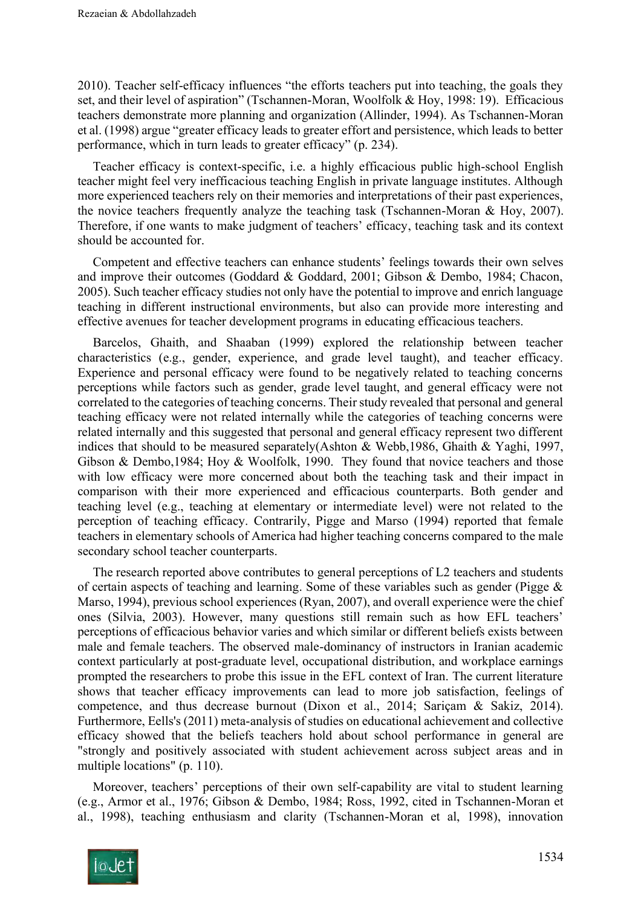2010). Teacher self-efficacy influences "the efforts teachers put into teaching, the goals they set, and their level of aspiration" (Tschannen-Moran, Woolfolk & Hoy, 1998: 19). Efficacious teachers demonstrate more planning and organization (Allinder, 1994). As Tschannen-Moran et al. (1998) argue "greater efficacy leads to greater effort and persistence, which leads to better performance, which in turn leads to greater efficacy" (p. 234).

Teacher efficacy is context-specific, i.e. a highly efficacious public high-school English teacher might feel very inefficacious teaching English in private language institutes. Although more experienced teachers rely on their memories and interpretations of their past experiences, the novice teachers frequently analyze the teaching task (Tschannen-Moran & Hoy, 2007). Therefore, if one wants to make judgment of teachers' efficacy, teaching task and its context should be accounted for.

Competent and effective teachers can enhance students' feelings towards their own selves and improve their outcomes (Goddard & Goddard, 2001; Gibson & Dembo, 1984; Chacon, 2005). Such teacher efficacy studies not only have the potential to improve and enrich language teaching in different instructional environments, but also can provide more interesting and effective avenues for teacher development programs in educating efficacious teachers.

Barcelos, Ghaith, and Shaaban (1999) explored the relationship between teacher characteristics (e.g., gender, experience, and grade level taught), and teacher efficacy. Experience and personal efficacy were found to be negatively related to teaching concerns perceptions while factors such as gender, grade level taught, and general efficacy were not correlated to the categories of teaching concerns. Their study revealed that personal and general teaching efficacy were not related internally while the categories of teaching concerns were related internally and this suggested that personal and general efficacy represent two different indices that should to be measured separately(Ashton & Webb,1986, Ghaith & Yaghi, 1997, Gibson & Dembo,1984; Hoy & Woolfolk, 1990. They found that novice teachers and those with low efficacy were more concerned about both the teaching task and their impact in comparison with their more experienced and efficacious counterparts. Both gender and teaching level (e.g., teaching at elementary or intermediate level) were not related to the perception of teaching efficacy. Contrarily, Pigge and Marso (1994) reported that female teachers in elementary schools of America had higher teaching concerns compared to the male secondary school teacher counterparts.

The research reported above contributes to general perceptions of L2 teachers and students of certain aspects of teaching and learning. Some of these variables such as gender (Pigge & Marso, 1994), previous school experiences (Ryan, 2007), and overall experience were the chief ones (Silvia, 2003). However, many questions still remain such as how EFL teachers' perceptions of efficacious behavior varies and which similar or different beliefs exists between male and female teachers. The observed male-dominancy of instructors in Iranian academic context particularly at post-graduate level, occupational distribution, and workplace earnings prompted the researchers to probe this issue in the EFL context of Iran. The current literature shows that teacher efficacy improvements can lead to more job satisfaction, feelings of competence, and thus decrease burnout (Dixon et al., 2014; Sariçam & Sakiz, 2014). Furthermore, Eells's (2011) meta-analysis of studies on educational achievement and collective efficacy showed that the beliefs teachers hold about school performance in general are "strongly and positively associated with student achievement across subject areas and in multiple locations" (p. 110).

Moreover, teachers' perceptions of their own self-capability are vital to student learning (e.g., Armor et al., 1976; Gibson & Dembo, 1984; Ross, 1992, cited in Tschannen-Moran et al., 1998), teaching enthusiasm and clarity (Tschannen-Moran et al, 1998), innovation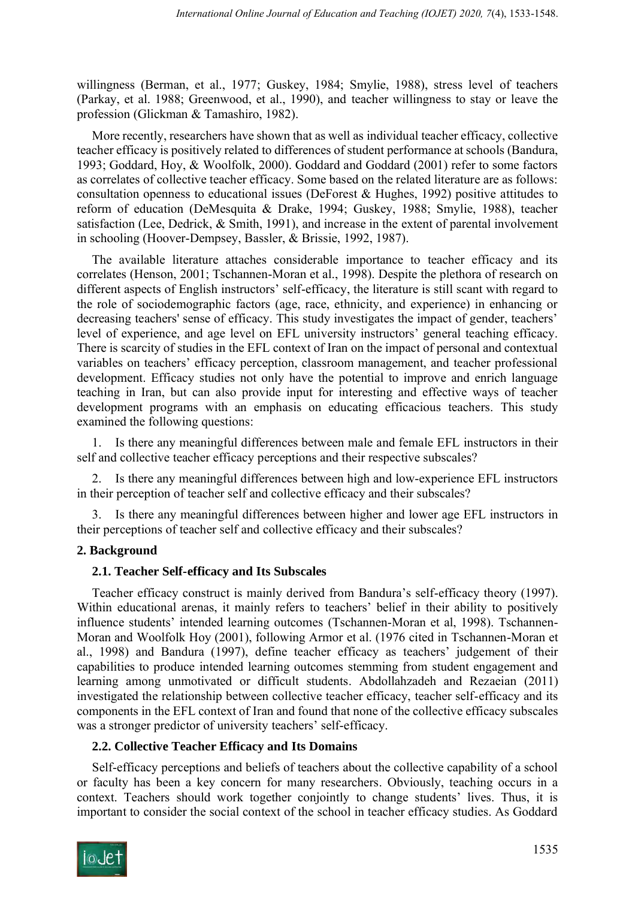willingness (Berman, et al., 1977; Guskey, 1984; Smylie, 1988), stress level of teachers (Parkay, et al. 1988; Greenwood, et al., 1990), and teacher willingness to stay or leave the profession (Glickman & Tamashiro, 1982).

More recently, researchers have shown that as well as individual teacher efficacy, collective teacher efficacy is positively related to differences of student performance at schools (Bandura, 1993; Goddard, Hoy, & Woolfolk, 2000). Goddard and Goddard (2001) refer to some factors as correlates of collective teacher efficacy. Some based on the related literature are as follows: consultation openness to educational issues (DeForest & Hughes, 1992) positive attitudes to reform of education (DeMesquita & Drake, 1994; Guskey, 1988; Smylie, 1988), teacher satisfaction (Lee, Dedrick, & Smith, 1991), and increase in the extent of parental involvement in schooling (Hoover-Dempsey, Bassler, & Brissie, 1992, 1987).

The available literature attaches considerable importance to teacher efficacy and its correlates (Henson, 2001; Tschannen-Moran et al., 1998). Despite the plethora of research on different aspects of English instructors' self-efficacy, the literature is still scant with regard to the role of sociodemographic factors (age, race, ethnicity, and experience) in enhancing or decreasing teachers' sense of efficacy. This study investigates the impact of gender, teachers' level of experience, and age level on EFL university instructors' general teaching efficacy. There is scarcity of studies in the EFL context of Iran on the impact of personal and contextual variables on teachers' efficacy perception, classroom management, and teacher professional development. Efficacy studies not only have the potential to improve and enrich language teaching in Iran, but can also provide input for interesting and effective ways of teacher development programs with an emphasis on educating efficacious teachers. This study examined the following questions:

1. Is there any meaningful differences between male and female EFL instructors in their self and collective teacher efficacy perceptions and their respective subscales?

2. Is there any meaningful differences between high and low-experience EFL instructors in their perception of teacher self and collective efficacy and their subscales?

3. Is there any meaningful differences between higher and lower age EFL instructors in their perceptions of teacher self and collective efficacy and their subscales?

## 2. Background

### 2.1. Teacher Self-efficacy and Its Subscales

Teacher efficacy construct is mainly derived from Bandura's self-efficacy theory (1997). Within educational arenas, it mainly refers to teachers' belief in their ability to positively influence students' intended learning outcomes (Tschannen-Moran et al, 1998). Tschannen-Moran and Woolfolk Hoy (2001), following Armor et al. (1976 cited in Tschannen-Moran et al., 1998) and Bandura (1997), define teacher efficacy as teachers' judgement of their capabilities to produce intended learning outcomes stemming from student engagement and learning among unmotivated or difficult students. Abdollahzadeh and Rezaeian (2011) investigated the relationship between collective teacher efficacy, teacher self-efficacy and its components in the EFL context of Iran and found that none of the collective efficacy subscales was a stronger predictor of university teachers' self-efficacy.

### 2.2. Collective Teacher Efficacy and Its Domains

Self-efficacy perceptions and beliefs of teachers about the collective capability of a school or faculty has been a key concern for many researchers. Obviously, teaching occurs in a context. Teachers should work together conjointly to change students' lives. Thus, it is important to consider the social context of the school in teacher efficacy studies. As Goddard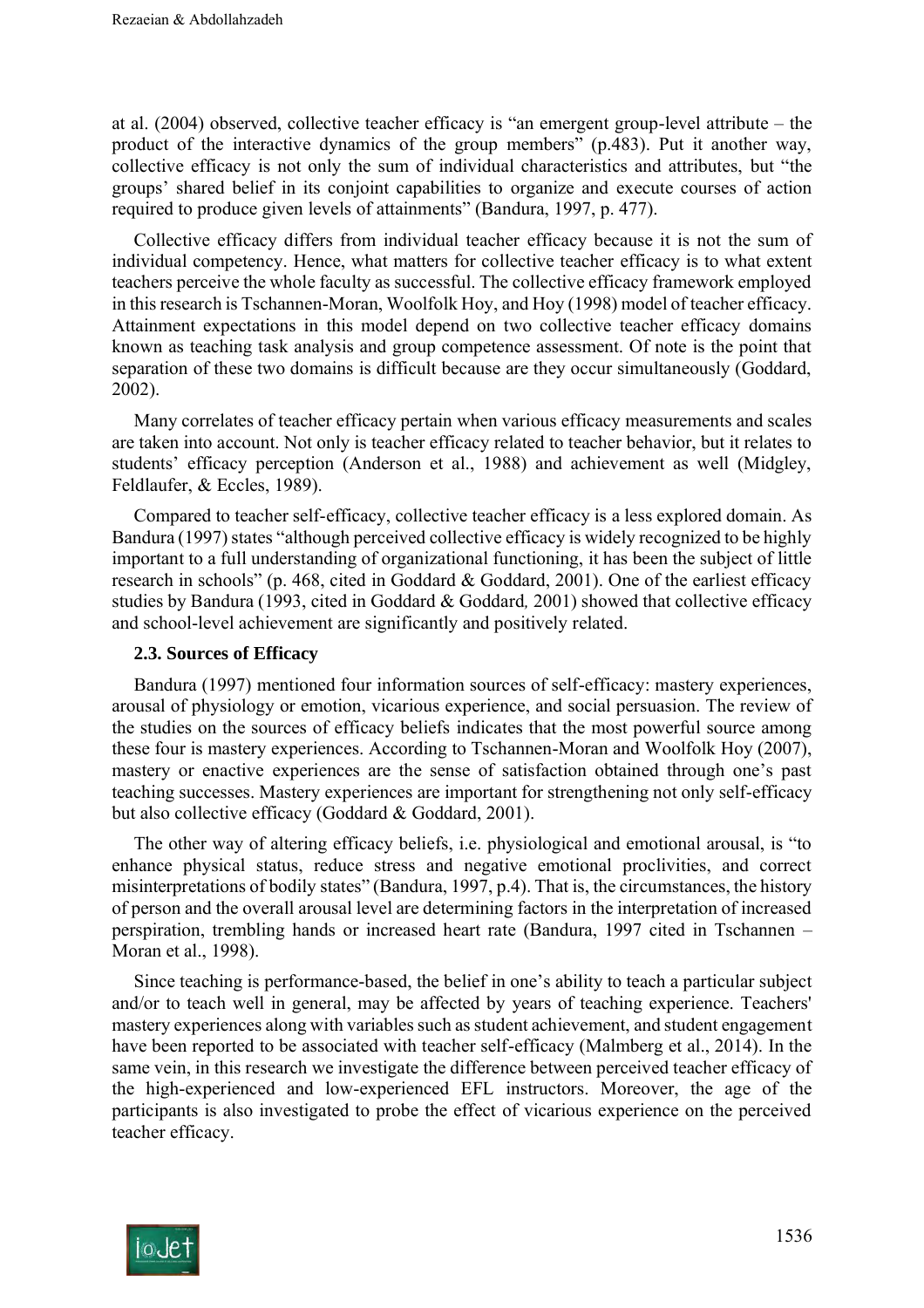at al. (2004) observed, collective teacher efficacy is "an emergent group-level attribute – the product of the interactive dynamics of the group members" (p.483). Put it another way, collective efficacy is not only the sum of individual characteristics and attributes, but "the groups' shared belief in its conjoint capabilities to organize and execute courses of action required to produce given levels of attainments" (Bandura, 1997, p. 477).

Collective efficacy differs from individual teacher efficacy because it is not the sum of individual competency. Hence, what matters for collective teacher efficacy is to what extent teachers perceive the whole faculty as successful. The collective efficacy framework employed in this research is Tschannen-Moran, Woolfolk Hoy, and Hoy (1998) model of teacher efficacy. Attainment expectations in this model depend on two collective teacher efficacy domains known as teaching task analysis and group competence assessment. Of note is the point that separation of these two domains is difficult because are they occur simultaneously (Goddard, 2002).

Many correlates of teacher efficacy pertain when various efficacy measurements and scales are taken into account. Not only is teacher efficacy related to teacher behavior, but it relates to students' efficacy perception (Anderson et al., 1988) and achievement as well (Midgley, Feldlaufer, & Eccles, 1989).

Compared to teacher self-efficacy, collective teacher efficacy is a less explored domain. As Bandura (1997) states "although perceived collective efficacy is widely recognized to be highly important to a full understanding of organizational functioning, it has been the subject of little research in schools" (p. 468, cited in Goddard & Goddard, 2001). One of the earliest efficacy studies by Bandura (1993, cited in Goddard & Goddard*,* 2001) showed that collective efficacy and school-level achievement are significantly and positively related.

### 2.3. Sources of Efficacy

Bandura (1997) mentioned four information sources of self-efficacy: mastery experiences, arousal of physiology or emotion, vicarious experience, and social persuasion. The review of the studies on the sources of efficacy beliefs indicates that the most powerful source among these four is mastery experiences. According to Tschannen-Moran and Woolfolk Hoy (2007), mastery or enactive experiences are the sense of satisfaction obtained through one's past teaching successes. Mastery experiences are important for strengthening not only self-efficacy but also collective efficacy (Goddard & Goddard, 2001).

The other way of altering efficacy beliefs, i.e. physiological and emotional arousal, is "to enhance physical status, reduce stress and negative emotional proclivities, and correct misinterpretations of bodily states" (Bandura, 1997, p.4). That is, the circumstances, the history of person and the overall arousal level are determining factors in the interpretation of increased perspiration, trembling hands or increased heart rate (Bandura, 1997 cited in Tschannen – Moran et al., 1998).

Since teaching is performance-based, the belief in one's ability to teach a particular subject and/or to teach well in general, may be affected by years of teaching experience. Teachers' mastery experiences along with variables such as student achievement, and student engagement have been reported to be associated with teacher self-efficacy (Malmberg et al., 2014). In the same vein, in this research we investigate the difference between perceived teacher efficacy of the high-experienced and low-experienced EFL instructors. Moreover, the age of the participants is also investigated to probe the effect of vicarious experience on the perceived teacher efficacy.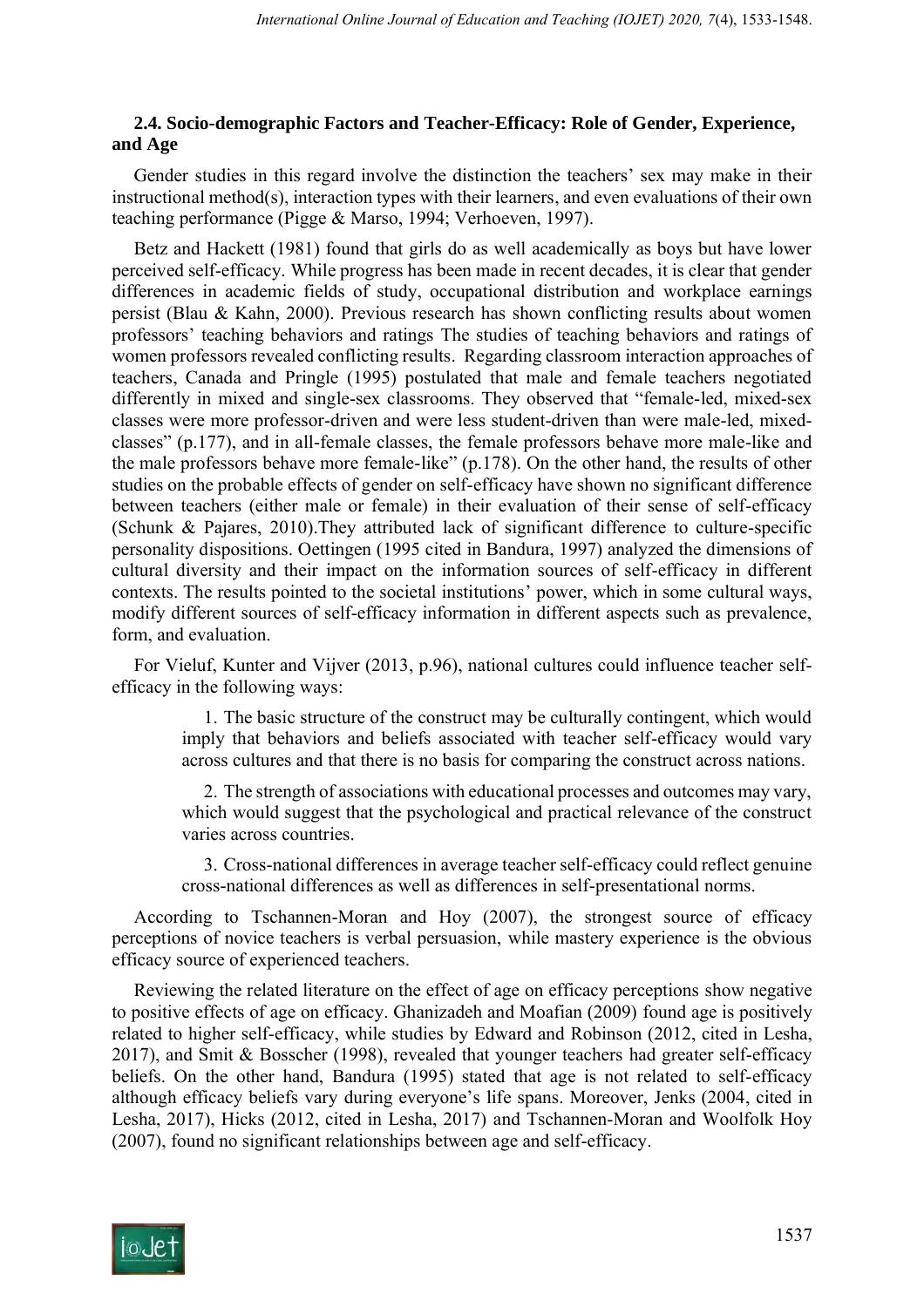## 2.4. Socio-demographic Factors and Teacher-Efficacy: Role of Gender, Experience, and Age

Gender studies in this regard involve the distinction the teachers' sex may make in their instructional method(s), interaction types with their learners, and even evaluations of their own teaching performance (Pigge & Marso, 1994; Verhoeven, 1997).

Betz and Hackett (1981) found that girls do as well academically as boys but have lower perceived self-efficacy. While progress has been made in recent decades, it is clear that gender differences in academic fields of study, occupational distribution and workplace earnings persist (Blau & Kahn, 2000). Previous research has shown conflicting results about women professors' teaching behaviors and ratings The studies of teaching behaviors and ratings of women professors revealed conflicting results. Regarding classroom interaction approaches of teachers, Canada and Pringle (1995) postulated that male and female teachers negotiated differently in mixed and single-sex classrooms. They observed that "female-led, mixed-sex classes were more professor-driven and were less student-driven than were male-led, mixed-classes" (p.177), and in all-female classes, the female professors behave more male-like and the male professors behave more female-like" (p.178). On the other hand, the results of other studies on the probable effects of gender on self-efficacy have shown no significant difference between teachers (either male or female) in their evaluation of their sense of self-efficacy (Schunk & Pajares, 2010).They attributed lack of significant difference to culture-specific personality dispositions. Oettingen (1995 cited in Bandura, 1997) analyzed the dimensions of cultural diversity and their impact on the information sources of self-efficacy in different contexts. The results pointed to the societal institutions' power, which in some cultural ways, modify different sources of self-efficacy information in different aspects such as prevalence, form, and evaluation.

For Vieluf, Kunter and Vijver (2013, p.96), national cultures could influence teacher self-efficacy in the following ways:

> 1. The basic structure of the construct may be culturally contingent, which would imply that behaviors and beliefs associated with teacher self-efficacy would vary across cultures and that there is no basis for comparing the construct across nations.
>
> 2. The strength of associations with educational processes and outcomes may vary, which would suggest that the psychological and practical relevance of the construct varies across countries.
>
> 3. Cross-national differences in average teacher self-efficacy could reflect genuine cross-national differences as well as differences in self-presentational norms.

According to Tschannen-Moran and Hoy (2007), the strongest source of efficacy perceptions of novice teachers is verbal persuasion, while mastery experience is the obvious efficacy source of experienced teachers.

Reviewing the related literature on the effect of age on efficacy perceptions show negative to positive effects of age on efficacy. Ghanizadeh and Moafian (2009) found age is positively related to higher self-efficacy, while studies by Edward and Robinson (2012, cited in Lesha, 2017), and Smit & Bosscher (1998), revealed that younger teachers had greater self-efficacy beliefs. On the other hand, Bandura (1995) stated that age is not related to self-efficacy although efficacy beliefs vary during everyone's life spans. Moreover, Jenks (2004, cited in Lesha, 2017), Hicks (2012, cited in Lesha, 2017) and Tschannen-Moran and Woolfolk Hoy (2007), found no significant relationships between age and self-efficacy.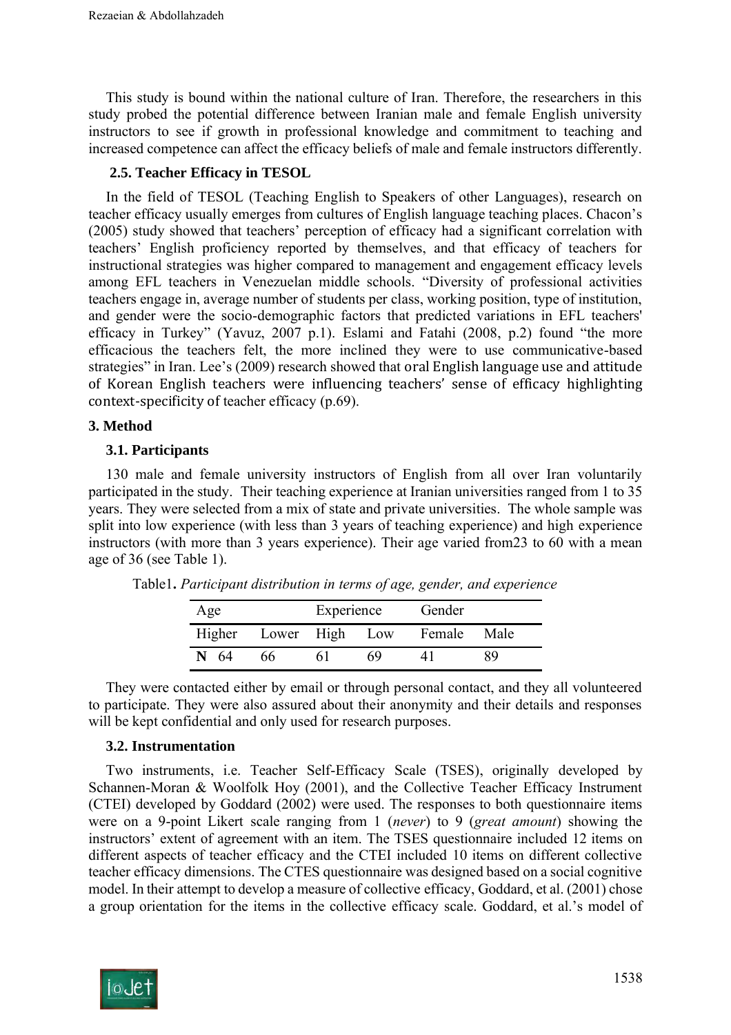This study is bound within the national culture of Iran. Therefore, the researchers in this study probed the potential difference between Iranian male and female English university instructors to see if growth in professional knowledge and commitment to teaching and increased competence can affect the efficacy beliefs of male and female instructors differently.

### 2.5. Teacher Efficacy in TESOL

In the field of TESOL (Teaching English to Speakers of other Languages), research on teacher efficacy usually emerges from cultures of English language teaching places. Chacon's (2005) study showed that teachers' perception of efficacy had a significant correlation with teachers' English proficiency reported by themselves, and that efficacy of teachers for instructional strategies was higher compared to management and engagement efficacy levels among EFL teachers in Venezuelan middle schools. "Diversity of professional activities teachers engage in, average number of students per class, working position, type of institution, and gender were the socio-demographic factors that predicted variations in EFL teachers' efficacy in Turkey" (Yavuz, 2007 p.1). Eslami and Fatahi (2008, p.2) found "the more efficacious the teachers felt, the more inclined they were to use communicative-based strategies" in Iran. Lee's (2009) research showed that oral English language use and attitude of Korean English teachers were influencing teachers' sense of efficacy highlighting context-specificity of teacher efficacy (p.69).

## 3. Method

### 3.1. Participants

130 male and female university instructors of English from all over Iran voluntarily participated in the study. Their teaching experience at Iranian universities ranged from 1 to 35 years. They were selected from a mix of state and private universities. The whole sample was split into low experience (with less than 3 years of teaching experience) and high experience instructors (with more than 3 years experience). Their age varied from23 to 60 with a mean age of 36 (see Table 1).

Table1. *Participant distribution in terms of age, gender, and experience*

| | Age | | Experience | | Gender | |
|---|---|---|---|---|---|---|
| | Higher | Lower | High | Low | Female | Male |
| **N** | 64 | 66 | 61 | 69 | 41 | 89 |

They were contacted either by email or through personal contact, and they all volunteered to participate. They were also assured about their anonymity and their details and responses will be kept confidential and only used for research purposes.

### 3.2. Instrumentation

Two instruments, i.e. Teacher Self-Efficacy Scale (TSES), originally developed by Schannen-Moran & Woolfolk Hoy (2001), and the Collective Teacher Efficacy Instrument (CTEI) developed by Goddard (2002) were used. The responses to both questionnaire items were on a 9-point Likert scale ranging from 1 (*never*) to 9 (*great amount*) showing the instructors' extent of agreement with an item. The TSES questionnaire included 12 items on different aspects of teacher efficacy and the CTEI included 10 items on different collective teacher efficacy dimensions. The CTES questionnaire was designed based on a social cognitive model. In their attempt to develop a measure of collective efficacy, Goddard, et al. (2001) chose a group orientation for the items in the collective efficacy scale. Goddard, et al.'s model of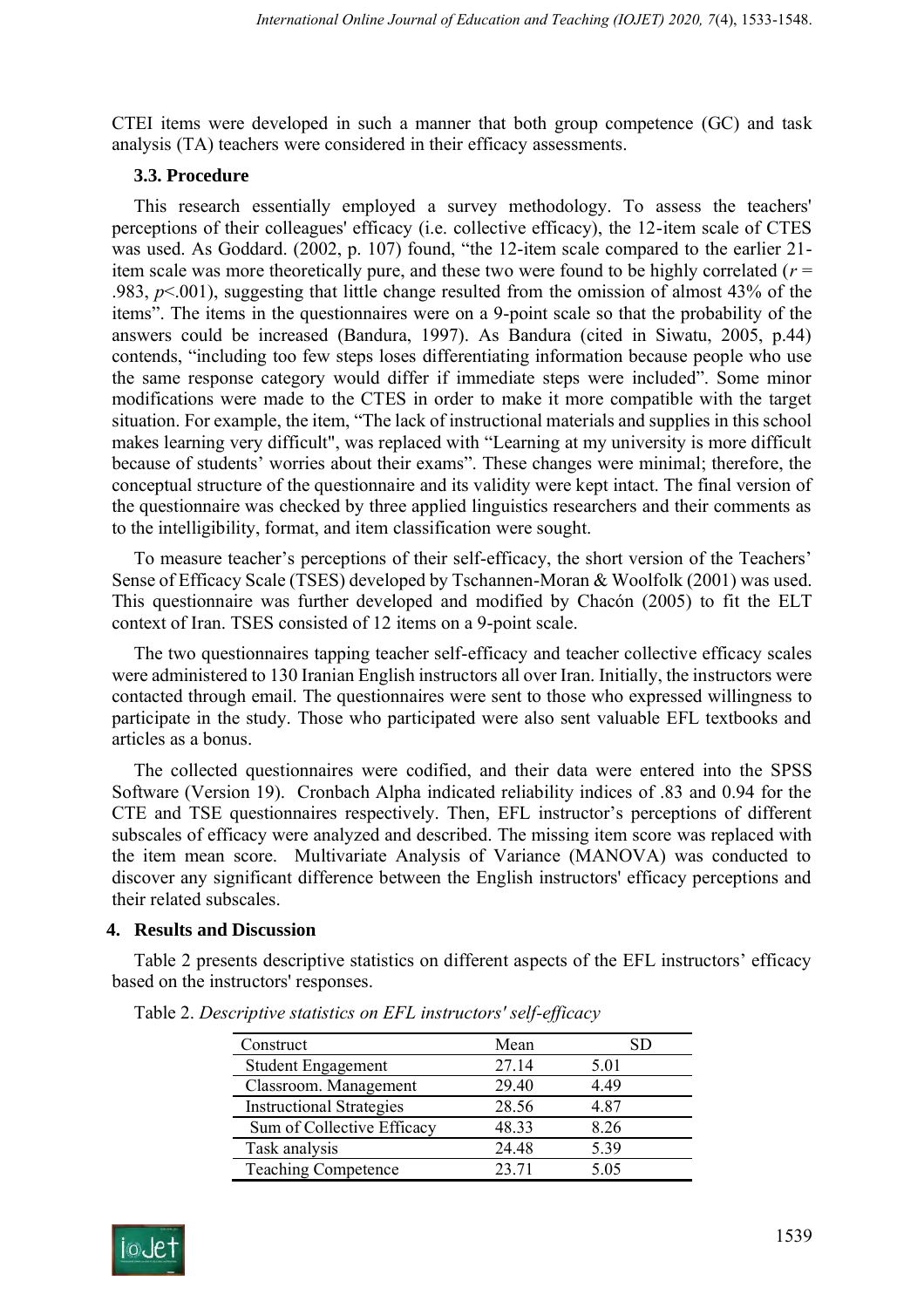CTEI items were developed in such a manner that both group competence (GC) and task analysis (TA) teachers were considered in their efficacy assessments.

### 3.3. Procedure

This research essentially employed a survey methodology. To assess the teachers' perceptions of their colleagues' efficacy (i.e. collective efficacy), the 12-item scale of CTES was used. As Goddard. (2002, p. 107) found, "the 12-item scale compared to the earlier 21-item scale was more theoretically pure, and these two were found to be highly correlated ($r$ = .983, $p$<.001), suggesting that little change resulted from the omission of almost 43% of the items". The items in the questionnaires were on a 9-point scale so that the probability of the answers could be increased (Bandura, 1997). As Bandura (cited in Siwatu, 2005, p.44) contends, "including too few steps loses differentiating information because people who use the same response category would differ if immediate steps were included". Some minor modifications were made to the CTES in order to make it more compatible with the target situation. For example, the item, "The lack of instructional materials and supplies in this school makes learning very difficult", was replaced with "Learning at my university is more difficult because of students' worries about their exams". These changes were minimal; therefore, the conceptual structure of the questionnaire and its validity were kept intact. The final version of the questionnaire was checked by three applied linguistics researchers and their comments as to the intelligibility, format, and item classification were sought.

To measure teacher's perceptions of their self-efficacy, the short version of the Teachers' Sense of Efficacy Scale (TSES) developed by Tschannen-Moran & Woolfolk (2001) was used. This questionnaire was further developed and modified by Chacón (2005) to fit the ELT context of Iran. TSES consisted of 12 items on a 9-point scale.

The two questionnaires tapping teacher self-efficacy and teacher collective efficacy scales were administered to 130 Iranian English instructors all over Iran. Initially, the instructors were contacted through email. The questionnaires were sent to those who expressed willingness to participate in the study. Those who participated were also sent valuable EFL textbooks and articles as a bonus.

The collected questionnaires were codified, and their data were entered into the SPSS Software (Version 19). Cronbach Alpha indicated reliability indices of .83 and 0.94 for the CTE and TSE questionnaires respectively. Then, EFL instructor's perceptions of different subscales of efficacy were analyzed and described. The missing item score was replaced with the item mean score. Multivariate Analysis of Variance (MANOVA) was conducted to discover any significant difference between the English instructors' efficacy perceptions and their related subscales.

## 4. Results and Discussion

Table 2 presents descriptive statistics on different aspects of the EFL instructors' efficacy based on the instructors' responses.

Table 2. *Descriptive statistics on EFL instructors' self-efficacy*

| Construct | Mean | SD |
|---|---|---|
| Student Engagement | 27.14 | 5.01 |
| Classroom. Management | 29.40 | 4.49 |
| Instructional Strategies | 28.56 | 4.87 |
| Sum of Collective Efficacy | 48.33 | 8.26 |
| Task analysis | 24.48 | 5.39 |
| Teaching Competence | 23.71 | 5.05 |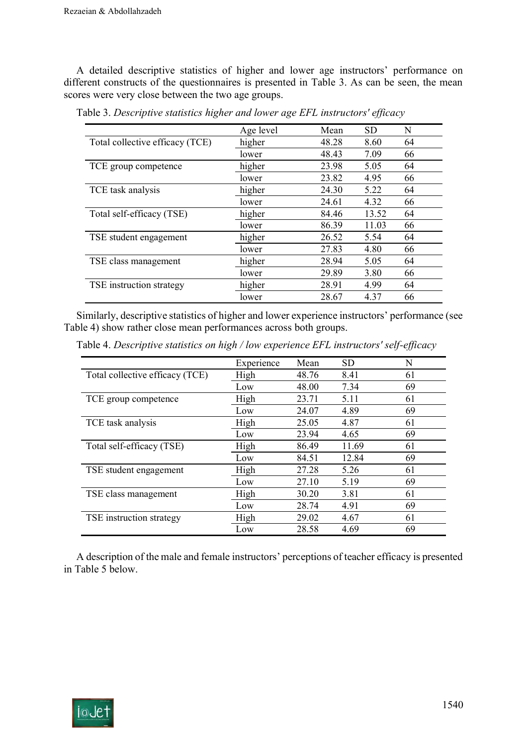A detailed descriptive statistics of higher and lower age instructors' performance on different constructs of the questionnaires is presented in Table 3. As can be seen, the mean scores were very close between the two age groups.

Table 3. *Descriptive statistics higher and lower age EFL instructors' efficacy*

| | Age level | Mean | SD | N |
|---|---|---|---|---|
| Total collective efficacy (TCE) | higher | 48.28 | 8.60 | 64 |
| | lower | 48.43 | 7.09 | 66 |
| TCE group competence | higher | 23.98 | 5.05 | 64 |
| | lower | 23.82 | 4.95 | 66 |
| TCE task analysis | higher | 24.30 | 5.22 | 64 |
| | lower | 24.61 | 4.32 | 66 |
| Total self-efficacy (TSE) | higher | 84.46 | 13.52 | 64 |
| | lower | 86.39 | 11.03 | 66 |
| TSE student engagement | higher | 26.52 | 5.54 | 64 |
| | lower | 27.83 | 4.80 | 66 |
| TSE class management | higher | 28.94 | 5.05 | 64 |
| | lower | 29.89 | 3.80 | 66 |
| TSE instruction strategy | higher | 28.91 | 4.99 | 64 |
| | lower | 28.67 | 4.37 | 66 |

Similarly, descriptive statistics of higher and lower experience instructors' performance (see Table 4) show rather close mean performances across both groups.

Table 4. *Descriptive statistics on high / low experience EFL instructors' self-efficacy*

| | Experience | Mean | SD | N |
|---|---|---|---|---|
| Total collective efficacy (TCE) | High | 48.76 | 8.41 | 61 |
| | Low | 48.00 | 7.34 | 69 |
| TCE group competence | High | 23.71 | 5.11 | 61 |
| | Low | 24.07 | 4.89 | 69 |
| TCE task analysis | High | 25.05 | 4.87 | 61 |
| | Low | 23.94 | 4.65 | 69 |
| Total self-efficacy (TSE) | High | 86.49 | 11.69 | 61 |
| | Low | 84.51 | 12.84 | 69 |
| TSE student engagement | High | 27.28 | 5.26 | 61 |
| | Low | 27.10 | 5.19 | 69 |
| TSE class management | High | 30.20 | 3.81 | 61 |
| | Low | 28.74 | 4.91 | 69 |
| TSE instruction strategy | High | 29.02 | 4.67 | 61 |
| | Low | 28.58 | 4.69 | 69 |

A description of the male and female instructors' perceptions of teacher efficacy is presented in Table 5 below.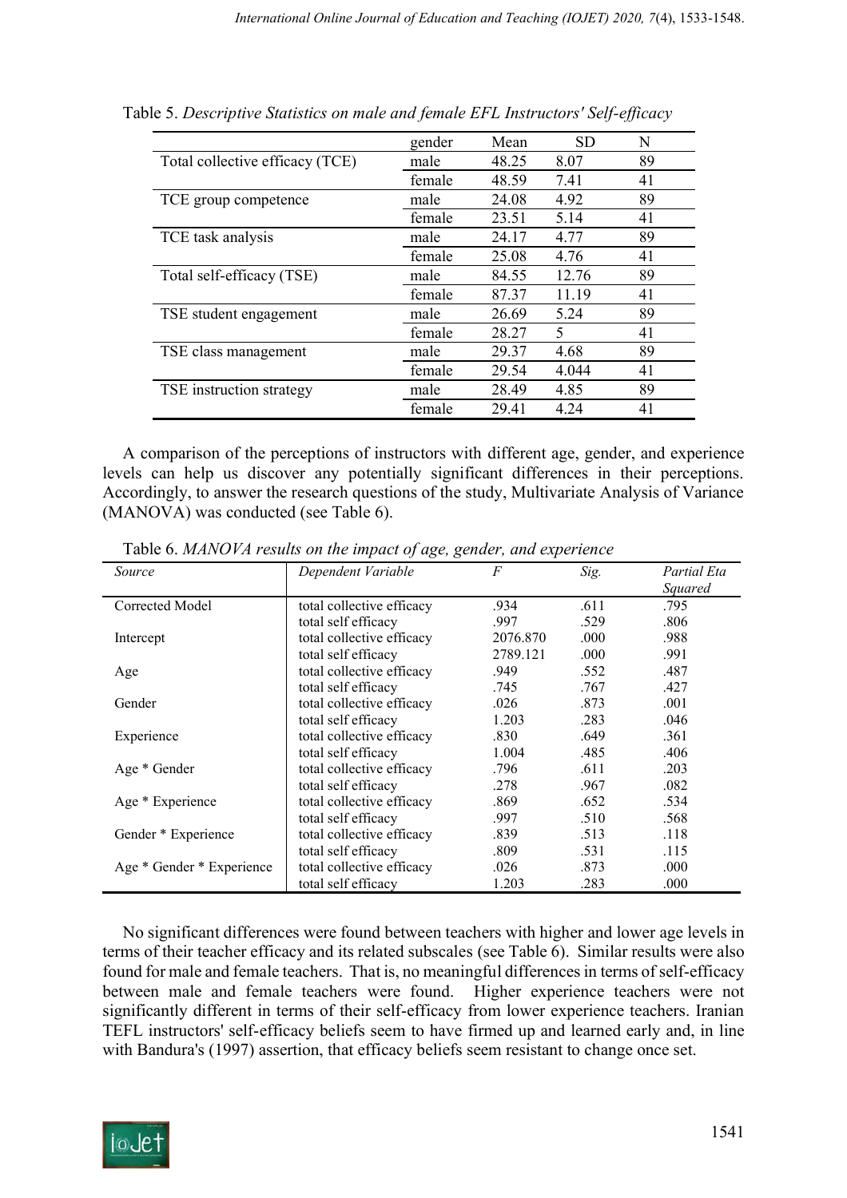Table 5. *Descriptive Statistics on male and female EFL Instructors' Self-efficacy*

| | gender | Mean | SD | N |
|---|---|---|---|---|
| Total collective efficacy (TCE) | male | 48.25 | 8.07 | 89 |
| | female | 48.59 | 7.41 | 41 |
| TCE group competence | male | 24.08 | 4.92 | 89 |
| | female | 23.51 | 5.14 | 41 |
| TCE task analysis | male | 24.17 | 4.77 | 89 |
| | female | 25.08 | 4.76 | 41 |
| Total self-efficacy (TSE) | male | 84.55 | 12.76 | 89 |
| | female | 87.37 | 11.19 | 41 |
| TSE student engagement | male | 26.69 | 5.24 | 89 |
| | female | 28.27 | 5 | 41 |
| TSE class management | male | 29.37 | 4.68 | 89 |
| | female | 29.54 | 4.044 | 41 |
| TSE instruction strategy | male | 28.49 | 4.85 | 89 |
| | female | 29.41 | 4.24 | 41 |

A comparison of the perceptions of instructors with different age, gender, and experience levels can help us discover any potentially significant differences in their perceptions. Accordingly, to answer the research questions of the study, Multivariate Analysis of Variance (MANOVA) was conducted (see Table 6).

Table 6. *MANOVA results on the impact of age, gender, and experience*

| *Source* | *Dependent Variable* | *F* | *Sig.* | *Partial Eta Squared* |
|---|---|---|---|---|
| Corrected Model | total collective efficacy | .934 | .611 | .795 |
| | total self efficacy | .997 | .529 | .806 |
| Intercept | total collective efficacy | 2076.870 | .000 | .988 |
| | total self efficacy | 2789.121 | .000 | .991 |
| Age | total collective efficacy | .949 | .552 | .487 |
| | total self efficacy | .745 | .767 | .427 |
| Gender | total collective efficacy | .026 | .873 | .001 |
| | total self efficacy | 1.203 | .283 | .046 |
| Experience | total collective efficacy | .830 | .649 | .361 |
| | total self efficacy | 1.004 | .485 | .406 |
| Age * Gender | total collective efficacy | .796 | .611 | .203 |
| | total self efficacy | .278 | .967 | .082 |
| Age * Experience | total collective efficacy | .869 | .652 | .534 |
| | total self efficacy | .997 | .510 | .568 |
| Gender * Experience | total collective efficacy | .839 | .513 | .118 |
| | total self efficacy | .809 | .531 | .115 |
| Age * Gender * Experience | total collective efficacy | .026 | .873 | .000 |
| | total self efficacy | 1.203 | .283 | .000 |

No significant differences were found between teachers with higher and lower age levels in terms of their teacher efficacy and its related subscales (see Table 6). Similar results were also found for male and female teachers. That is, no meaningful differences in terms of self-efficacy between male and female teachers were found. Higher experience teachers were not significantly different in terms of their self-efficacy from lower experience teachers. Iranian TEFL instructors' self-efficacy beliefs seem to have firmed up and learned early and, in line with Bandura's (1997) assertion, that efficacy beliefs seem resistant to change once set.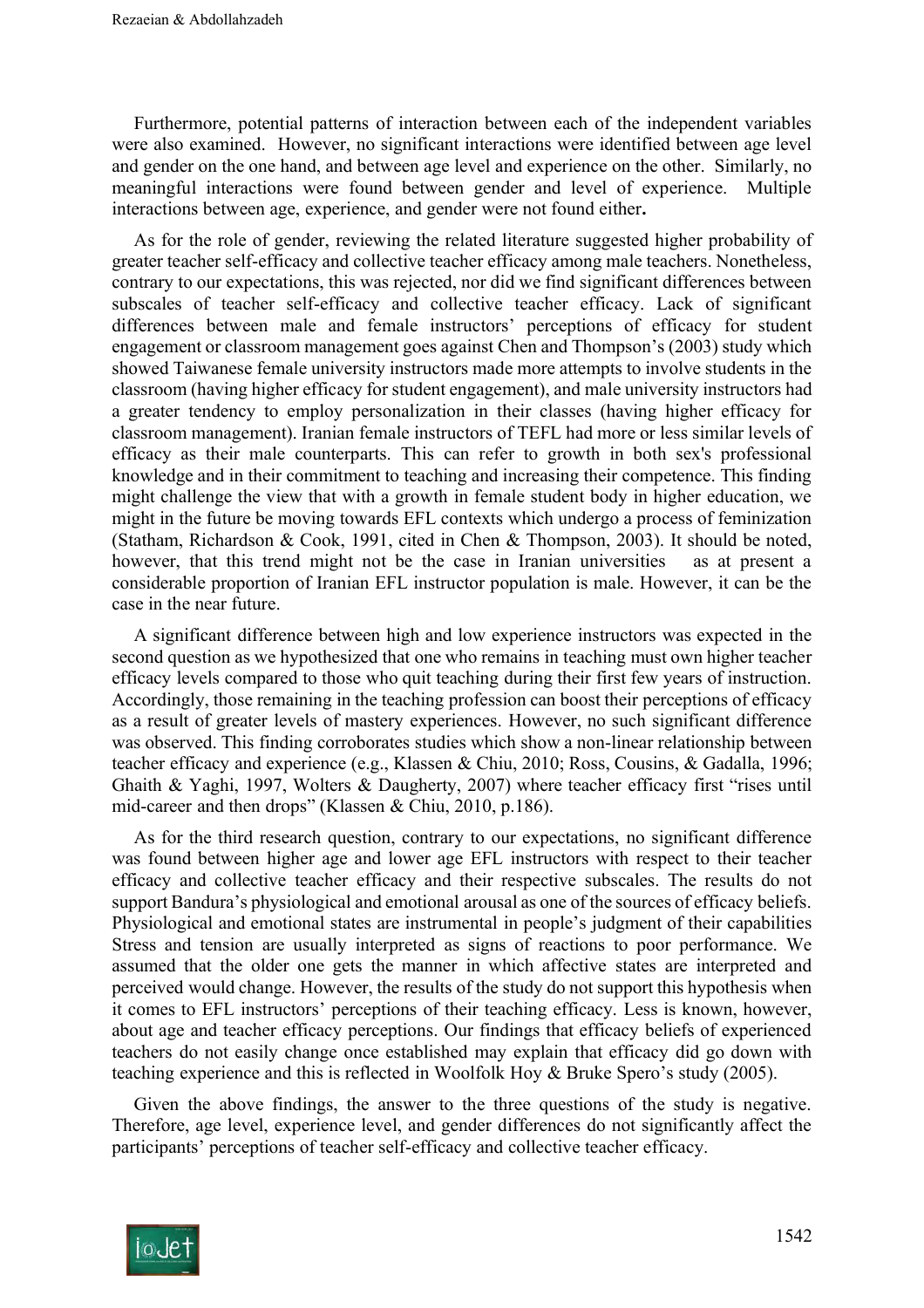Furthermore, potential patterns of interaction between each of the independent variables were also examined. However, no significant interactions were identified between age level and gender on the one hand, and between age level and experience on the other. Similarly, no meaningful interactions were found between gender and level of experience. Multiple interactions between age, experience, and gender were not found either**.**

As for the role of gender, reviewing the related literature suggested higher probability of greater teacher self-efficacy and collective teacher efficacy among male teachers. Nonetheless, contrary to our expectations, this was rejected, nor did we find significant differences between subscales of teacher self-efficacy and collective teacher efficacy. Lack of significant differences between male and female instructors' perceptions of efficacy for student engagement or classroom management goes against Chen and Thompson's (2003) study which showed Taiwanese female university instructors made more attempts to involve students in the classroom (having higher efficacy for student engagement), and male university instructors had a greater tendency to employ personalization in their classes (having higher efficacy for classroom management). Iranian female instructors of TEFL had more or less similar levels of efficacy as their male counterparts. This can refer to growth in both sex's professional knowledge and in their commitment to teaching and increasing their competence. This finding might challenge the view that with a growth in female student body in higher education, we might in the future be moving towards EFL contexts which undergo a process of feminization (Statham, Richardson & Cook, 1991, cited in Chen & Thompson, 2003). It should be noted, however, that this trend might not be the case in Iranian universities as at present a considerable proportion of Iranian EFL instructor population is male. However, it can be the case in the near future.

A significant difference between high and low experience instructors was expected in the second question as we hypothesized that one who remains in teaching must own higher teacher efficacy levels compared to those who quit teaching during their first few years of instruction. Accordingly, those remaining in the teaching profession can boost their perceptions of efficacy as a result of greater levels of mastery experiences. However, no such significant difference was observed. This finding corroborates studies which show a non-linear relationship between teacher efficacy and experience (e.g., Klassen & Chiu, 2010; Ross, Cousins, & Gadalla, 1996; Ghaith & Yaghi, 1997, Wolters & Daugherty, 2007) where teacher efficacy first "rises until mid-career and then drops" (Klassen & Chiu, 2010, p.186).

As for the third research question, contrary to our expectations, no significant difference was found between higher age and lower age EFL instructors with respect to their teacher efficacy and collective teacher efficacy and their respective subscales. The results do not support Bandura's physiological and emotional arousal as one of the sources of efficacy beliefs. Physiological and emotional states are instrumental in people's judgment of their capabilities Stress and tension are usually interpreted as signs of reactions to poor performance. We assumed that the older one gets the manner in which affective states are interpreted and perceived would change. However, the results of the study do not support this hypothesis when it comes to EFL instructors' perceptions of their teaching efficacy. Less is known, however, about age and teacher efficacy perceptions. Our findings that efficacy beliefs of experienced teachers do not easily change once established may explain that efficacy did go down with teaching experience and this is reflected in Woolfolk Hoy & Bruke Spero's study (2005).

Given the above findings, the answer to the three questions of the study is negative. Therefore, age level, experience level, and gender differences do not significantly affect the participants' perceptions of teacher self-efficacy and collective teacher efficacy.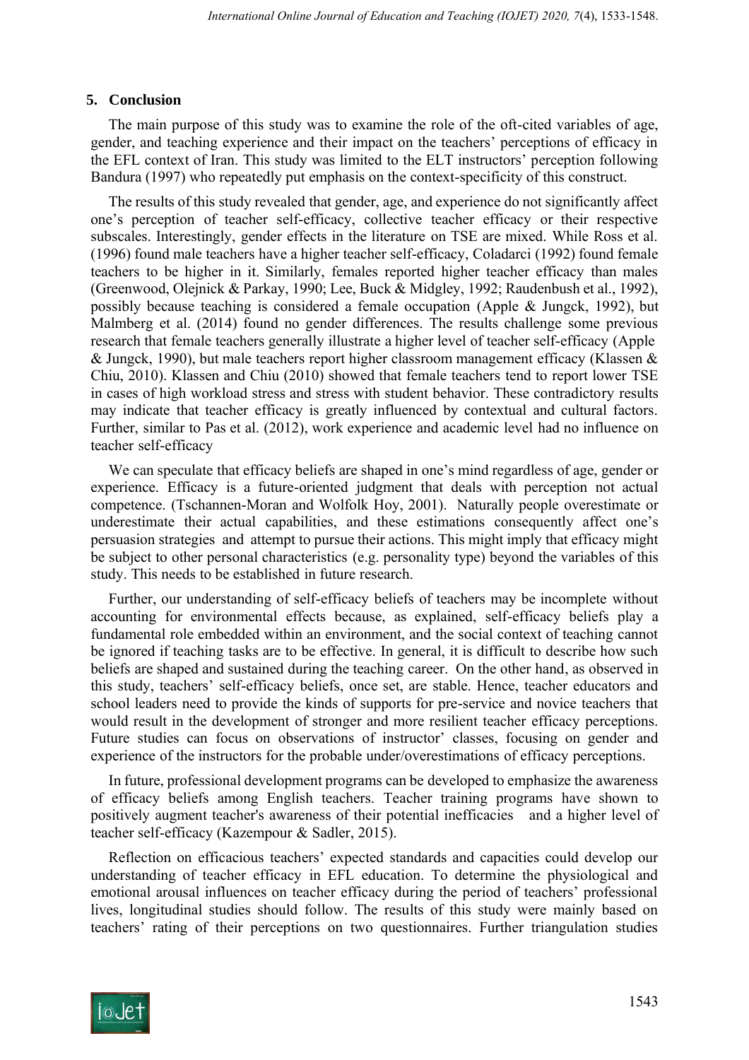## 5. Conclusion

The main purpose of this study was to examine the role of the oft-cited variables of age, gender, and teaching experience and their impact on the teachers' perceptions of efficacy in the EFL context of Iran. This study was limited to the ELT instructors' perception following Bandura (1997) who repeatedly put emphasis on the context-specificity of this construct.

The results of this study revealed that gender, age, and experience do not significantly affect one's perception of teacher self-efficacy, collective teacher efficacy or their respective subscales. Interestingly, gender effects in the literature on TSE are mixed. While Ross et al. (1996) found male teachers have a higher teacher self-efficacy, Coladarci (1992) found female teachers to be higher in it. Similarly, females reported higher teacher efficacy than males (Greenwood, Olejnick & Parkay, 1990; Lee, Buck & Midgley, 1992; Raudenbush et al., 1992), possibly because teaching is considered a female occupation (Apple & Jungck, 1992), but Malmberg et al. (2014) found no gender differences. The results challenge some previous research that female teachers generally illustrate a higher level of teacher self-efficacy (Apple & Jungck, 1990), but male teachers report higher classroom management efficacy (Klassen & Chiu, 2010). Klassen and Chiu (2010) showed that female teachers tend to report lower TSE in cases of high workload stress and stress with student behavior. These contradictory results may indicate that teacher efficacy is greatly influenced by contextual and cultural factors. Further, similar to Pas et al. (2012), work experience and academic level had no influence on teacher self-efficacy

We can speculate that efficacy beliefs are shaped in one's mind regardless of age, gender or experience. Efficacy is a future-oriented judgment that deals with perception not actual competence. (Tschannen-Moran and Wolfolk Hoy, 2001). Naturally people overestimate or underestimate their actual capabilities, and these estimations consequently affect one's persuasion strategies and attempt to pursue their actions. This might imply that efficacy might be subject to other personal characteristics (e.g. personality type) beyond the variables of this study. This needs to be established in future research.

Further, our understanding of self-efficacy beliefs of teachers may be incomplete without accounting for environmental effects because, as explained, self-efficacy beliefs play a fundamental role embedded within an environment, and the social context of teaching cannot be ignored if teaching tasks are to be effective. In general, it is difficult to describe how such beliefs are shaped and sustained during the teaching career. On the other hand, as observed in this study, teachers' self-efficacy beliefs, once set, are stable. Hence, teacher educators and school leaders need to provide the kinds of supports for pre-service and novice teachers that would result in the development of stronger and more resilient teacher efficacy perceptions. Future studies can focus on observations of instructor' classes, focusing on gender and experience of the instructors for the probable under/overestimations of efficacy perceptions.

In future, professional development programs can be developed to emphasize the awareness of efficacy beliefs among English teachers. Teacher training programs have shown to positively augment teacher's awareness of their potential inefficacies and a higher level of teacher self-efficacy (Kazempour & Sadler, 2015).

Reflection on efficacious teachers' expected standards and capacities could develop our understanding of teacher efficacy in EFL education. To determine the physiological and emotional arousal influences on teacher efficacy during the period of teachers' professional lives, longitudinal studies should follow. The results of this study were mainly based on teachers' rating of their perceptions on two questionnaires. Further triangulation studies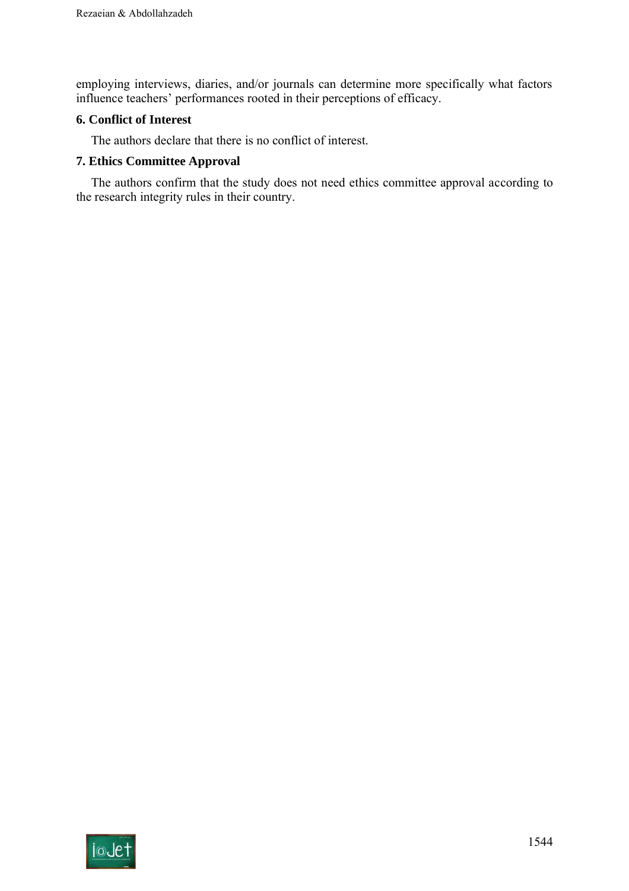employing interviews, diaries, and/or journals can determine more specifically what factors influence teachers' performances rooted in their perceptions of efficacy.

## 6. Conflict of Interest

The authors declare that there is no conflict of interest.

## 7. Ethics Committee Approval

The authors confirm that the study does not need ethics committee approval according to the research integrity rules in their country.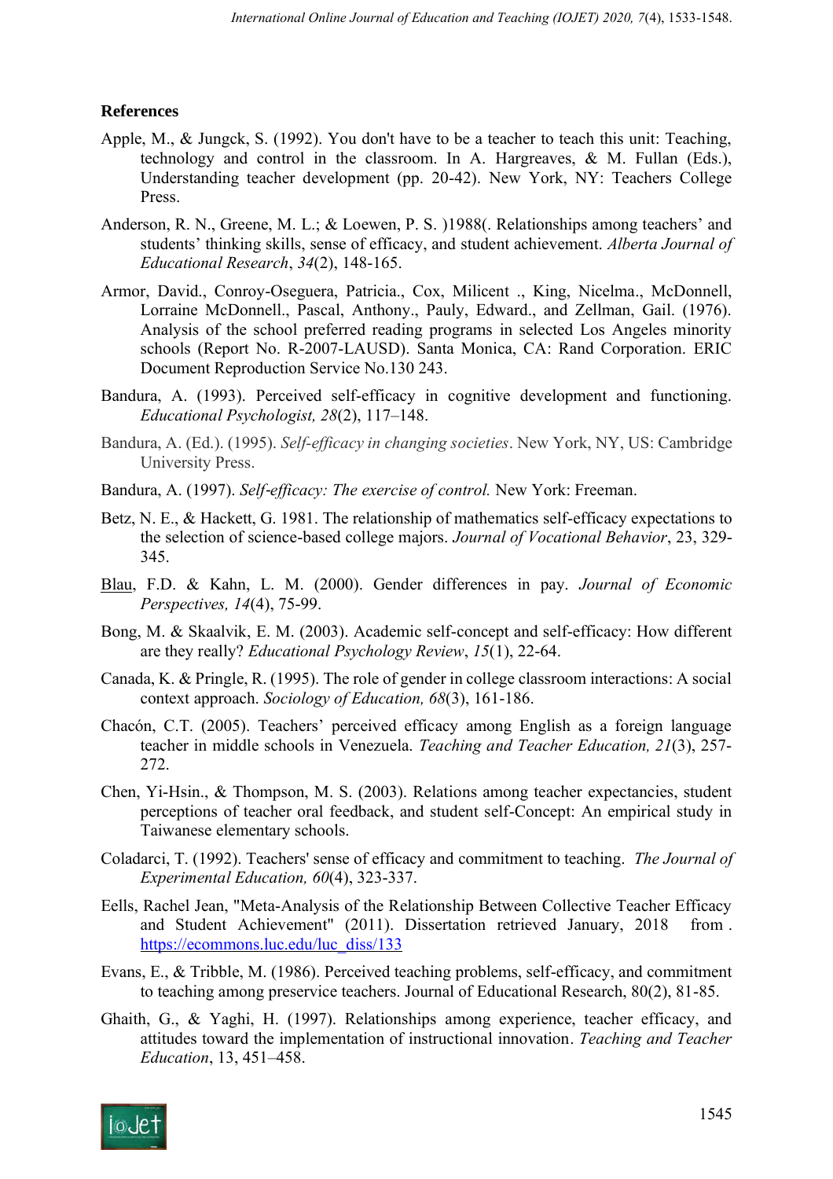## References

Apple, M., & Jungck, S. (1992). You don't have to be a teacher to teach this unit: Teaching, technology and control in the classroom. In A. Hargreaves, & M. Fullan (Eds.), Understanding teacher development (pp. 20-42). New York, NY: Teachers College Press.

Anderson, R. N., Greene, M. L.; & Loewen, P. S. )1988(. Relationships among teachers' and students' thinking skills, sense of efficacy, and student achievement. *Alberta Journal of Educational Research*, *34*(2), 148-165.

Armor, David., Conroy-Oseguera, Patricia., Cox, Milicent ., King, Nicelma., McDonnell, Lorraine McDonnell., Pascal, Anthony., Pauly, Edward., and Zellman, Gail. (1976). Analysis of the school preferred reading programs in selected Los Angeles minority schools (Report No. R-2007-LAUSD). Santa Monica, CA: Rand Corporation. ERIC Document Reproduction Service No.130 243.

Bandura, A. (1993). Perceived self-efficacy in cognitive development and functioning. *Educational Psychologist, 28*(2), 117–148.

Bandura, A. (Ed.). (1995). *Self-efficacy in changing societies*. New York, NY, US: Cambridge University Press.

Bandura, A. (1997). *Self-efficacy: The exercise of control.* New York: Freeman.

Betz, N. E., & Hackett, G. 1981. The relationship of mathematics self-efficacy expectations to the selection of science-based college majors. *Journal of Vocational Behavior*, 23, 329-345.

Blau, F.D. & Kahn, L. M. (2000). Gender differences in pay. *Journal of Economic Perspectives, 14*(4), 75-99.

Bong, M. & Skaalvik, E. M. (2003). Academic self-concept and self-efficacy: How different are they really? *Educational Psychology Review*, *15*(1), 22-64.

Canada, K. & Pringle, R. (1995). The role of gender in college classroom interactions: A social context approach. *Sociology of Education, 68*(3), 161-186.

Chacón, C.T. (2005). Teachers' perceived efficacy among English as a foreign language teacher in middle schools in Venezuela. *Teaching and Teacher Education, 21*(3), 257-272.

Chen, Yi-Hsin., & Thompson, M. S. (2003). Relations among teacher expectancies, student perceptions of teacher oral feedback, and student self-Concept: An empirical study in Taiwanese elementary schools.

Coladarci, T. (1992). Teachers' sense of efficacy and commitment to teaching. *The Journal of Experimental Education, 60*(4), 323-337.

Eells, Rachel Jean, "Meta-Analysis of the Relationship Between Collective Teacher Efficacy and Student Achievement" (2011). Dissertation retrieved January, 2018 from . https://ecommons.luc.edu/luc_diss/133

Evans, E., & Tribble, M. (1986). Perceived teaching problems, self-efficacy, and commitment to teaching among preservice teachers. Journal of Educational Research, 80(2), 81-85.

Ghaith, G., & Yaghi, H. (1997). Relationships among experience, teacher efficacy, and attitudes toward the implementation of instructional innovation. *Teaching and Teacher Education*, 13, 451–458.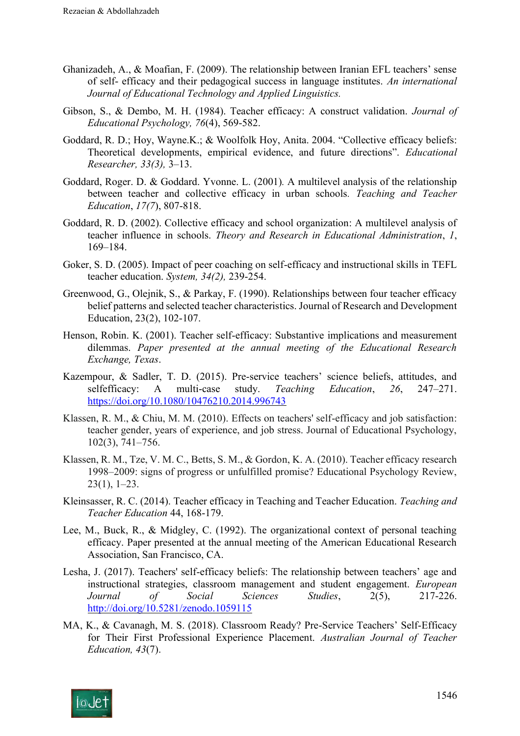Ghanizadeh, A., & Moafian, F. (2009). The relationship between Iranian EFL teachers' sense of self- efficacy and their pedagogical success in language institutes. *An international Journal of Educational Technology and Applied Linguistics.*

Gibson, S., & Dembo, M. H. (1984). Teacher efficacy: A construct validation. *Journal of Educational Psychology, 76*(4), 569-582.

Goddard, R. D.; Hoy, Wayne.K.; & Woolfolk Hoy, Anita. 2004. "Collective efficacy beliefs: Theoretical developments, empirical evidence, and future directions". *Educational Researcher, 33(3),* 3–13.

Goddard, Roger. D. & Goddard. Yvonne. L. (2001). A multilevel analysis of the relationship between teacher and collective efficacy in urban schools. *Teaching and Teacher Education*, *17(7*), 807-818.

Goddard, R. D. (2002). Collective efficacy and school organization: A multilevel analysis of teacher influence in schools. *Theory and Research in Educational Administration*, *1*, 169–184.

Goker, S. D. (2005). Impact of peer coaching on self-efficacy and instructional skills in TEFL teacher education. *System, 34(2),* 239-254.

Greenwood, G., Olejnik, S., & Parkay, F. (1990). Relationships between four teacher efficacy belief patterns and selected teacher characteristics. Journal of Research and Development Education, 23(2), 102-107.

Henson, Robin. K. (2001). Teacher self-efficacy: Substantive implications and measurement dilemmas. *Paper presented at the annual meeting of the Educational Research Exchange, Texas*.

Kazempour, & Sadler, T. D. (2015). Pre-service teachers' science beliefs, attitudes, and selfefficacy: A multi-case study. *Teaching Education*, *26*, 247–271. https://doi.org/10.1080/10476210.2014.996743

Klassen, R. M., & Chiu, M. M. (2010). Effects on teachers' self-efficacy and job satisfaction: teacher gender, years of experience, and job stress. Journal of Educational Psychology, 102(3), 741–756.

Klassen, R. M., Tze, V. M. C., Betts, S. M., & Gordon, K. A. (2010). Teacher efficacy research 1998–2009: signs of progress or unfulfilled promise? Educational Psychology Review, 23(1), 1–23.

Kleinsasser, R. C. (2014). Teacher efficacy in Teaching and Teacher Education. *Teaching and Teacher Education* 44, 168-179.

Lee, M., Buck, R., & Midgley, C. (1992). The organizational context of personal teaching efficacy. Paper presented at the annual meeting of the American Educational Research Association, San Francisco, CA.

Lesha, J. (2017). Teachers' self-efficacy beliefs: The relationship between teachers' age and instructional strategies, classroom management and student engagement. *European Journal of Social Sciences Studies*, 2(5), 217-226. http://doi.org/10.5281/zenodo.1059115

MA, K., & Cavanagh, M. S. (2018). Classroom Ready? Pre-Service Teachers' Self-Efficacy for Their First Professional Experience Placement. *Australian Journal of Teacher Education, 43*(7).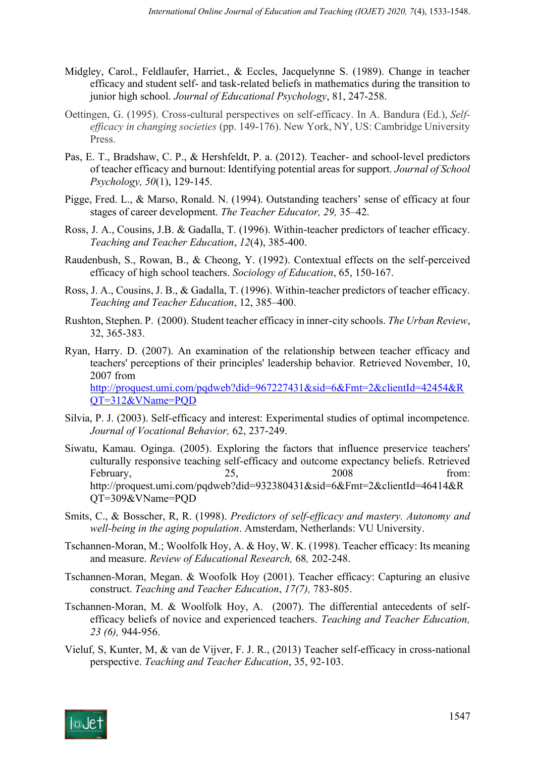Midgley, Carol., Feldlaufer, Harriet., & Eccles, Jacquelynne S. (1989). Change in teacher efficacy and student self- and task-related beliefs in mathematics during the transition to junior high school. *Journal of Educational Psychology*, 81, 247-258.

Oettingen, G. (1995). Cross-cultural perspectives on self-efficacy. In A. Bandura (Ed.), *Self-efficacy in changing societies* (pp. 149-176). New York, NY, US: Cambridge University Press.

Pas, E. T., Bradshaw, C. P., & Hershfeldt, P. a. (2012). Teacher- and school-level predictors of teacher efficacy and burnout: Identifying potential areas for support. *Journal of School Psychology, 50*(1), 129-145.

Pigge, Fred. L., & Marso, Ronald. N. (1994). Outstanding teachers' sense of efficacy at four stages of career development. *The Teacher Educator, 29,* 35–42.

Ross, J. A., Cousins, J.B. & Gadalla, T. (1996). Within-teacher predictors of teacher efficacy. *Teaching and Teacher Education*, *12*(4), 385-400.

Raudenbush, S., Rowan, B., & Cheong, Y. (1992). Contextual effects on the self-perceived efficacy of high school teachers. *Sociology of Education*, 65, 150-167.

Ross, J. A., Cousins, J. B., & Gadalla, T. (1996). Within-teacher predictors of teacher efficacy. *Teaching and Teacher Education*, 12, 385–400.

Rushton, Stephen. P. (2000). Student teacher efficacy in inner-city schools. *The Urban Review*, 32, 365-383.

Ryan, Harry. D. (2007). An examination of the relationship between teacher efficacy and teachers' perceptions of their principles' leadership behavior. Retrieved November, 10, 2007 from http://proquest.umi.com/pqdweb?did=967227431&sid=6&Fmt=2&clientId=42454&RQT=312&VName=PQD

Silvia, P. J. (2003). Self-efficacy and interest: Experimental studies of optimal incompetence. *Journal of Vocational Behavior,* 62, 237-249.

Siwatu, Kamau. Oginga. (2005). Exploring the factors that influence preservice teachers' culturally responsive teaching self-efficacy and outcome expectancy beliefs. Retrieved February, 25, 2008 from: http://proquest.umi.com/pqdweb?did=932380431&sid=6&Fmt=2&clientId=46414&RQT=309&VName=PQD

Smits, C., & Bosscher, R, R. (1998). *Predictors of self-efficacy and mastery. Autonomy and well-being in the aging population*. Amsterdam, Netherlands: VU University.

Tschannen-Moran, M.; Woolfolk Hoy, A. & Hoy, W. K. (1998). Teacher efficacy: Its meaning and measure. *Review of Educational Research,* 68*,* 202-248.

Tschannen-Moran, Megan. & Woofolk Hoy (2001). Teacher efficacy: Capturing an elusive construct. *Teaching and Teacher Education*, *17(7),* 783-805.

Tschannen-Moran, M. & Woolfolk Hoy, A. (2007). The differential antecedents of self-efficacy beliefs of novice and experienced teachers. *Teaching and Teacher Education, 23 (6),* 944-956.

Vieluf, S, Kunter, M, & van de Vijver, F. J. R., (2013) Teacher self-efficacy in cross-national perspective. *Teaching and Teacher Education*, 35, 92-103.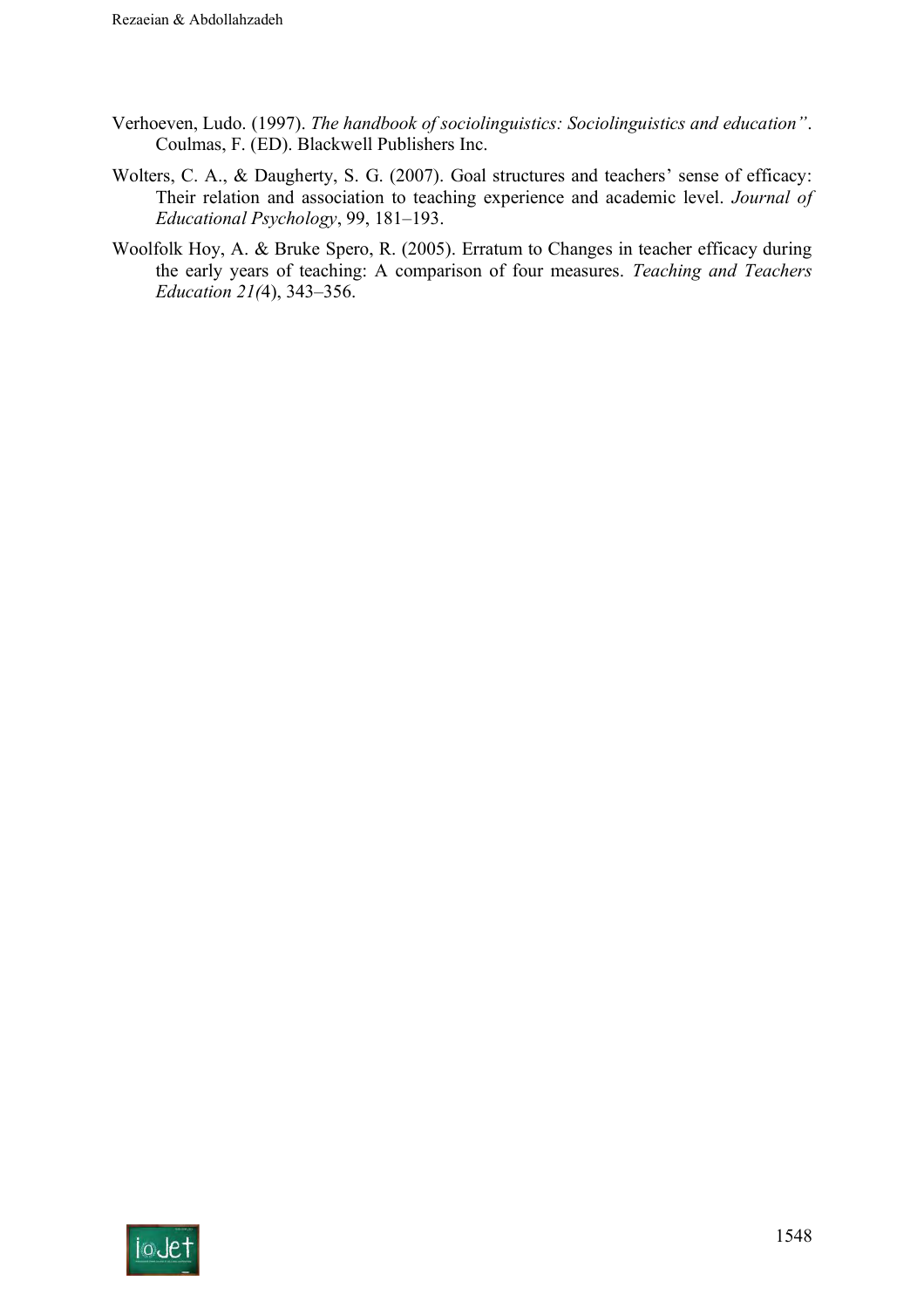Verhoeven, Ludo. (1997). *The handbook of sociolinguistics: Sociolinguistics and education"*. Coulmas, F. (ED). Blackwell Publishers Inc.

Wolters, C. A., & Daugherty, S. G. (2007). Goal structures and teachers' sense of efficacy: Their relation and association to teaching experience and academic level. *Journal of Educational Psychology*, 99, 181–193.

Woolfolk Hoy, A. & Bruke Spero, R. (2005). Erratum to Changes in teacher efficacy during the early years of teaching: A comparison of four measures. *Teaching and Teachers Education 21(*4), 343–356.